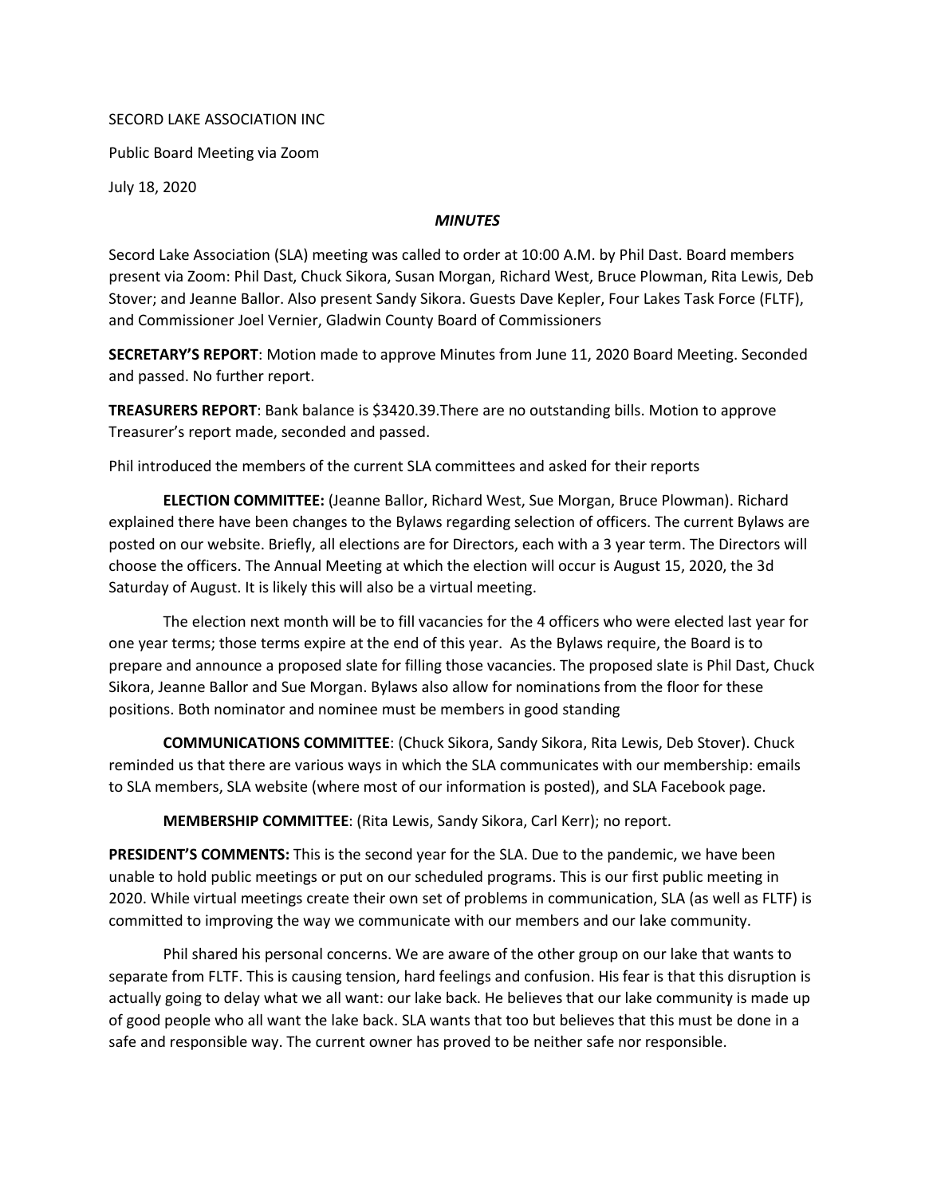SECORD LAKE ASSOCIATION INC

Public Board Meeting via Zoom

July 18, 2020

***MINUTES***

Secord Lake Association (SLA) meeting was called to order at 10:00 A.M. by Phil Dast. Board members present via Zoom: Phil Dast, Chuck Sikora, Susan Morgan, Richard West, Bruce Plowman, Rita Lewis, Deb Stover; and Jeanne Ballor. Also present Sandy Sikora. Guests Dave Kepler, Four Lakes Task Force (FLTF), and Commissioner Joel Vernier, Gladwin County Board of Commissioners

**SECRETARY'S REPORT**: Motion made to approve Minutes from June 11, 2020 Board Meeting. Seconded and passed. No further report.

**TREASURERS REPORT**: Bank balance is $3420.39.There are no outstanding bills. Motion to approve Treasurer's report made, seconded and passed.

Phil introduced the members of the current SLA committees and asked for their reports

**ELECTION COMMITTEE:** (Jeanne Ballor, Richard West, Sue Morgan, Bruce Plowman). Richard explained there have been changes to the Bylaws regarding selection of officers. The current Bylaws are posted on our website. Briefly, all elections are for Directors, each with a 3 year term. The Directors will choose the officers. The Annual Meeting at which the election will occur is August 15, 2020, the 3d Saturday of August. It is likely this will also be a virtual meeting.

The election next month will be to fill vacancies for the 4 officers who were elected last year for one year terms; those terms expire at the end of this year. As the Bylaws require, the Board is to prepare and announce a proposed slate for filling those vacancies. The proposed slate is Phil Dast, Chuck Sikora, Jeanne Ballor and Sue Morgan. Bylaws also allow for nominations from the floor for these positions. Both nominator and nominee must be members in good standing

**COMMUNICATIONS COMMITTEE**: (Chuck Sikora, Sandy Sikora, Rita Lewis, Deb Stover). Chuck reminded us that there are various ways in which the SLA communicates with our membership: emails to SLA members, SLA website (where most of our information is posted), and SLA Facebook page.

**MEMBERSHIP COMMITTEE**: (Rita Lewis, Sandy Sikora, Carl Kerr); no report.

**PRESIDENT'S COMMENTS:** This is the second year for the SLA. Due to the pandemic, we have been unable to hold public meetings or put on our scheduled programs. This is our first public meeting in 2020. While virtual meetings create their own set of problems in communication, SLA (as well as FLTF) is committed to improving the way we communicate with our members and our lake community.

Phil shared his personal concerns. We are aware of the other group on our lake that wants to separate from FLTF. This is causing tension, hard feelings and confusion. His fear is that this disruption is actually going to delay what we all want: our lake back. He believes that our lake community is made up of good people who all want the lake back. SLA wants that too but believes that this must be done in a safe and responsible way. The current owner has proved to be neither safe nor responsible.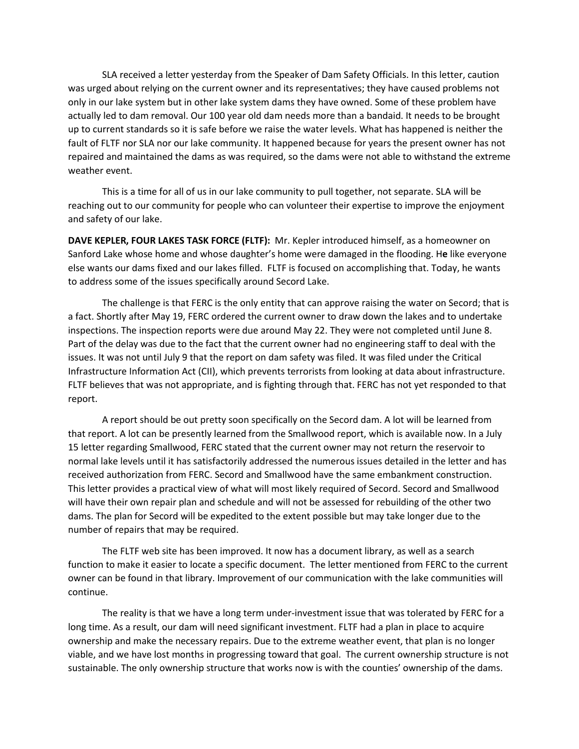SLA received a letter yesterday from the Speaker of Dam Safety Officials. In this letter, caution was urged about relying on the current owner and its representatives; they have caused problems not only in our lake system but in other lake system dams they have owned. Some of these problem have actually led to dam removal. Our 100 year old dam needs more than a bandaid. It needs to be brought up to current standards so it is safe before we raise the water levels. What has happened is neither the fault of FLTF nor SLA nor our lake community. It happened because for years the present owner has not repaired and maintained the dams as was required, so the dams were not able to withstand the extreme weather event.

This is a time for all of us in our lake community to pull together, not separate. SLA will be reaching out to our community for people who can volunteer their expertise to improve the enjoyment and safety of our lake.

**DAVE KEPLER, FOUR LAKES TASK FORCE (FLTF):** Mr. Kepler introduced himself, as a homeowner on Sanford Lake whose home and whose daughter's home were damaged in the flooding. He like everyone else wants our dams fixed and our lakes filled. FLTF is focused on accomplishing that. Today, he wants to address some of the issues specifically around Secord Lake.

The challenge is that FERC is the only entity that can approve raising the water on Secord; that is a fact. Shortly after May 19, FERC ordered the current owner to draw down the lakes and to undertake inspections. The inspection reports were due around May 22. They were not completed until June 8. Part of the delay was due to the fact that the current owner had no engineering staff to deal with the issues. It was not until July 9 that the report on dam safety was filed. It was filed under the Critical Infrastructure Information Act (CII), which prevents terrorists from looking at data about infrastructure. FLTF believes that was not appropriate, and is fighting through that. FERC has not yet responded to that report.

A report should be out pretty soon specifically on the Secord dam. A lot will be learned from that report. A lot can be presently learned from the Smallwood report, which is available now. In a July 15 letter regarding Smallwood, FERC stated that the current owner may not return the reservoir to normal lake levels until it has satisfactorily addressed the numerous issues detailed in the letter and has received authorization from FERC. Secord and Smallwood have the same embankment construction. This letter provides a practical view of what will most likely required of Secord. Secord and Smallwood will have their own repair plan and schedule and will not be assessed for rebuilding of the other two dams. The plan for Secord will be expedited to the extent possible but may take longer due to the number of repairs that may be required.

The FLTF web site has been improved. It now has a document library, as well as a search function to make it easier to locate a specific document. The letter mentioned from FERC to the current owner can be found in that library. Improvement of our communication with the lake communities will continue.

The reality is that we have a long term under-investment issue that was tolerated by FERC for a long time. As a result, our dam will need significant investment. FLTF had a plan in place to acquire ownership and make the necessary repairs. Due to the extreme weather event, that plan is no longer viable, and we have lost months in progressing toward that goal. The current ownership structure is not sustainable. The only ownership structure that works now is with the counties' ownership of the dams.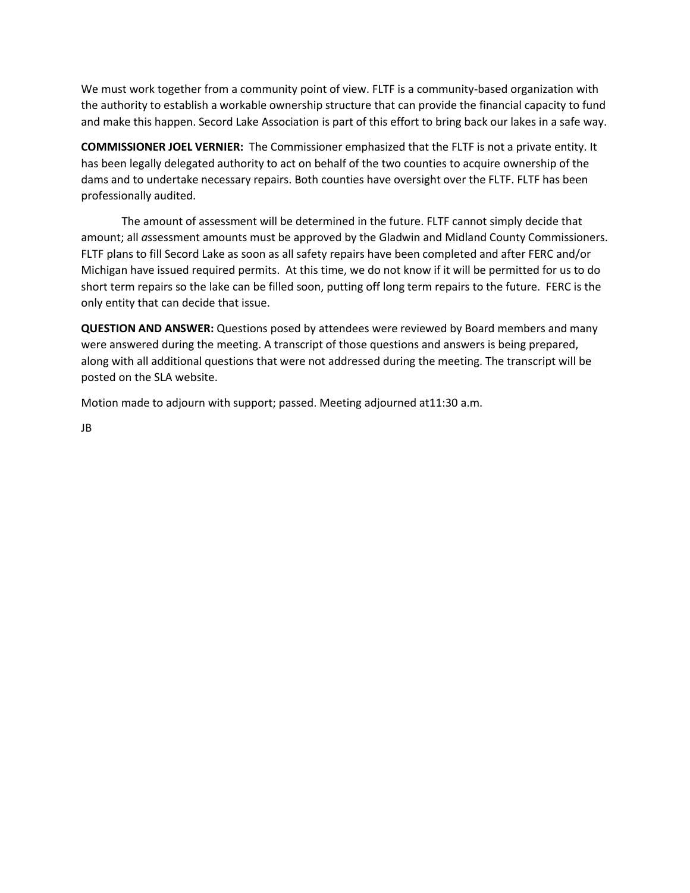We must work together from a community point of view. FLTF is a community-based organization with the authority to establish a workable ownership structure that can provide the financial capacity to fund and make this happen. Secord Lake Association is part of this effort to bring back our lakes in a safe way.

**COMMISSIONER JOEL VERNIER:** The Commissioner emphasized that the FLTF is not a private entity. It has been legally delegated authority to act on behalf of the two counties to acquire ownership of the dams and to undertake necessary repairs. Both counties have oversight over the FLTF. FLTF has been professionally audited.

The amount of assessment will be determined in the future. FLTF cannot simply decide that amount; all *a*ssessment amounts must be approved by the Gladwin and Midland County Commissioners. FLTF plans to fill Secord Lake as soon as all safety repairs have been completed and after FERC and/or Michigan have issued required permits. At this time, we do not know if it will be permitted for us to do short term repairs so the lake can be filled soon, putting off long term repairs to the future. FERC is the only entity that can decide that issue.

**QUESTION AND ANSWER:** Questions posed by attendees were reviewed by Board members and many were answered during the meeting. A transcript of those questions and answers is being prepared, along with all additional questions that were not addressed during the meeting. The transcript will be posted on the SLA website.

Motion made to adjourn with support; passed. Meeting adjourned at11:30 a.m.

JB